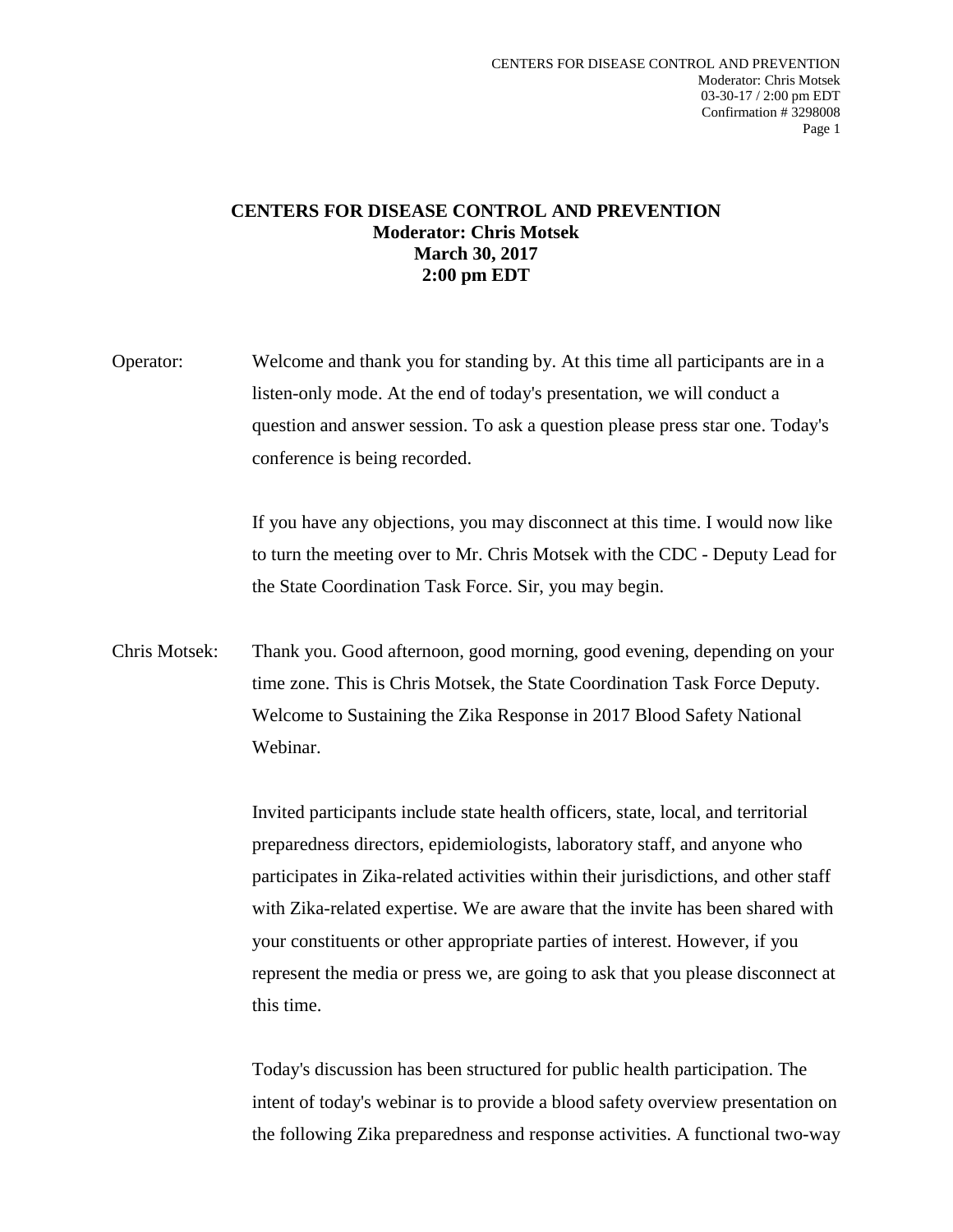# CENTERS FOR DISEASE CONTROL AND PREVENTION
**Moderator: Chris Motsek**
**March 30, 2017**
**2:00 pm EDT**

Operator: Welcome and thank you for standing by. At this time all participants are in a listen-only mode. At the end of today's presentation, we will conduct a question and answer session. To ask a question please press star one. Today's conference is being recorded.

If you have any objections, you may disconnect at this time. I would now like to turn the meeting over to Mr. Chris Motsek with the CDC - Deputy Lead for the State Coordination Task Force. Sir, you may begin.

Chris Motsek: Thank you. Good afternoon, good morning, good evening, depending on your time zone. This is Chris Motsek, the State Coordination Task Force Deputy. Welcome to Sustaining the Zika Response in 2017 Blood Safety National Webinar.

Invited participants include state health officers, state, local, and territorial preparedness directors, epidemiologists, laboratory staff, and anyone who participates in Zika-related activities within their jurisdictions, and other staff with Zika-related expertise. We are aware that the invite has been shared with your constituents or other appropriate parties of interest. However, if you represent the media or press we, are going to ask that you please disconnect at this time.

Today's discussion has been structured for public health participation. The intent of today's webinar is to provide a blood safety overview presentation on the following Zika preparedness and response activities. A functional two-way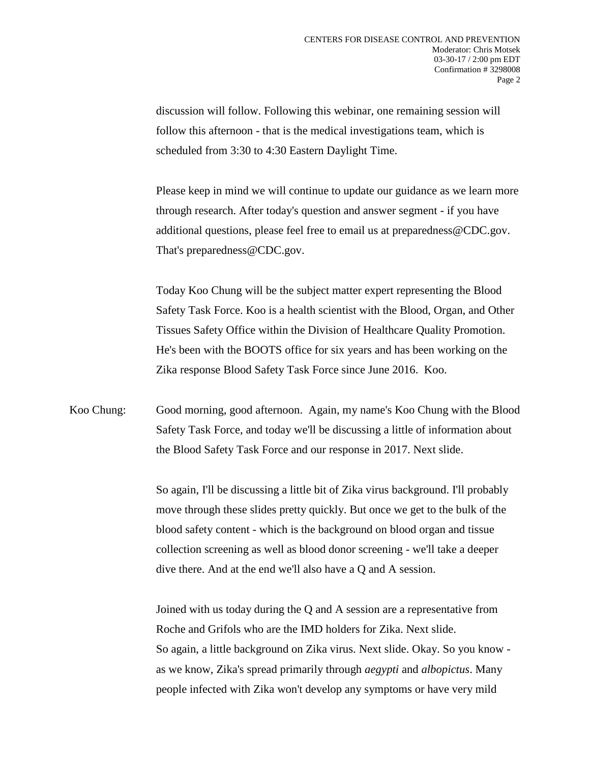discussion will follow. Following this webinar, one remaining session will follow this afternoon - that is the medical investigations team, which is scheduled from 3:30 to 4:30 Eastern Daylight Time.

Please keep in mind we will continue to update our guidance as we learn more through research. After today's question and answer segment - if you have additional questions, please feel free to email us at preparedness@CDC.gov. That's preparedness@CDC.gov.

Today Koo Chung will be the subject matter expert representing the Blood Safety Task Force. Koo is a health scientist with the Blood, Organ, and Other Tissues Safety Office within the Division of Healthcare Quality Promotion. He's been with the BOOTS office for six years and has been working on the Zika response Blood Safety Task Force since June 2016. Koo.

Koo Chung: Good morning, good afternoon. Again, my name's Koo Chung with the Blood Safety Task Force, and today we'll be discussing a little of information about the Blood Safety Task Force and our response in 2017. Next slide.

So again, I'll be discussing a little bit of Zika virus background. I'll probably move through these slides pretty quickly. But once we get to the bulk of the blood safety content - which is the background on blood organ and tissue collection screening as well as blood donor screening - we'll take a deeper dive there. And at the end we'll also have a Q and A session.

Joined with us today during the Q and A session are a representative from Roche and Grifols who are the IMD holders for Zika. Next slide.
So again, a little background on Zika virus. Next slide. Okay. So you know - as we know, Zika's spread primarily through *aegypti* and *albopictus*. Many people infected with Zika won't develop any symptoms or have very mild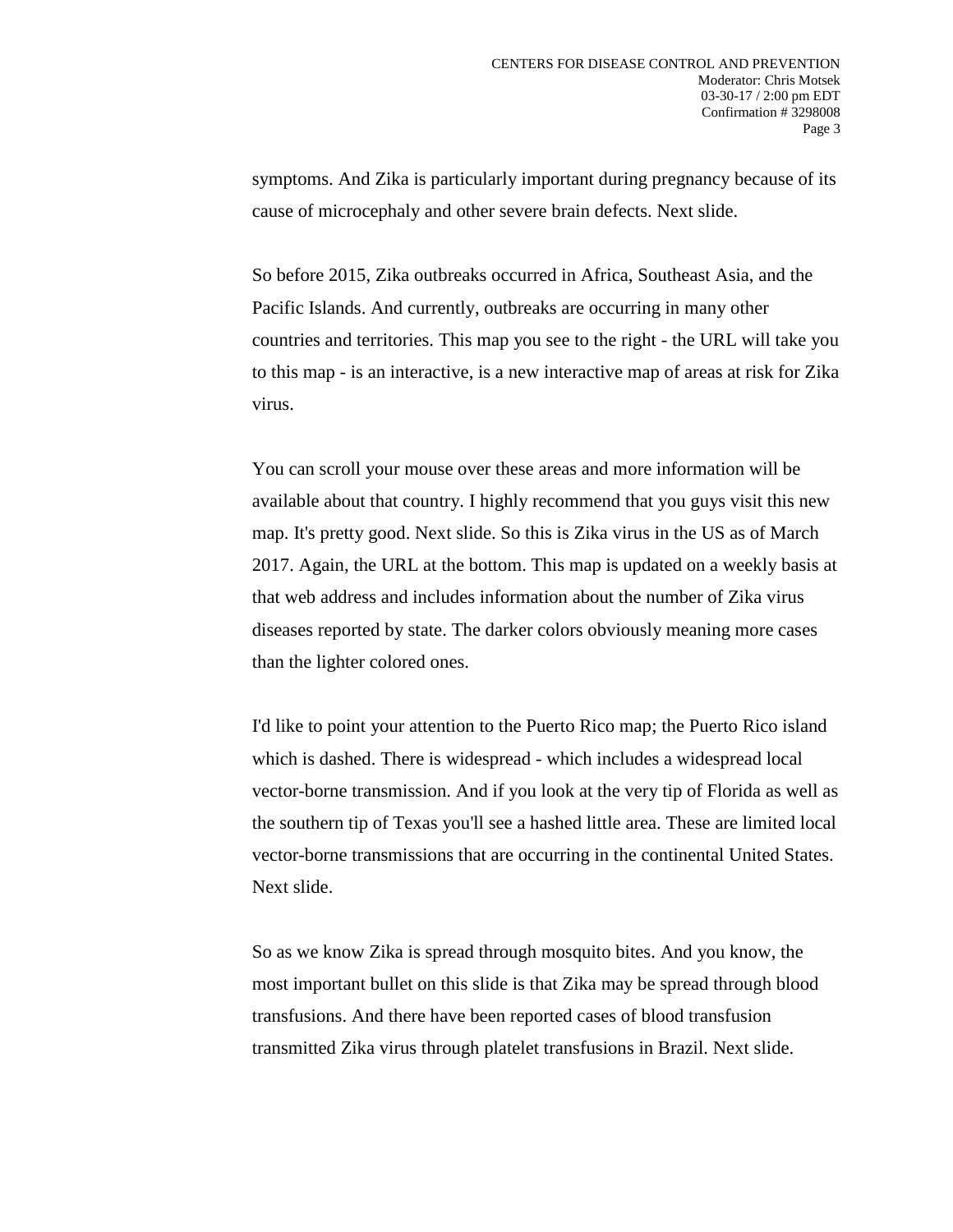symptoms. And Zika is particularly important during pregnancy because of its cause of microcephaly and other severe brain defects. Next slide.

So before 2015, Zika outbreaks occurred in Africa, Southeast Asia, and the Pacific Islands. And currently, outbreaks are occurring in many other countries and territories. This map you see to the right - the URL will take you to this map - is an interactive, is a new interactive map of areas at risk for Zika virus.

You can scroll your mouse over these areas and more information will be available about that country. I highly recommend that you guys visit this new map. It's pretty good. Next slide. So this is Zika virus in the US as of March 2017. Again, the URL at the bottom. This map is updated on a weekly basis at that web address and includes information about the number of Zika virus diseases reported by state. The darker colors obviously meaning more cases than the lighter colored ones.

I'd like to point your attention to the Puerto Rico map; the Puerto Rico island which is dashed. There is widespread - which includes a widespread local vector-borne transmission. And if you look at the very tip of Florida as well as the southern tip of Texas you'll see a hashed little area. These are limited local vector-borne transmissions that are occurring in the continental United States. Next slide.

So as we know Zika is spread through mosquito bites. And you know, the most important bullet on this slide is that Zika may be spread through blood transfusions. And there have been reported cases of blood transfusion transmitted Zika virus through platelet transfusions in Brazil. Next slide.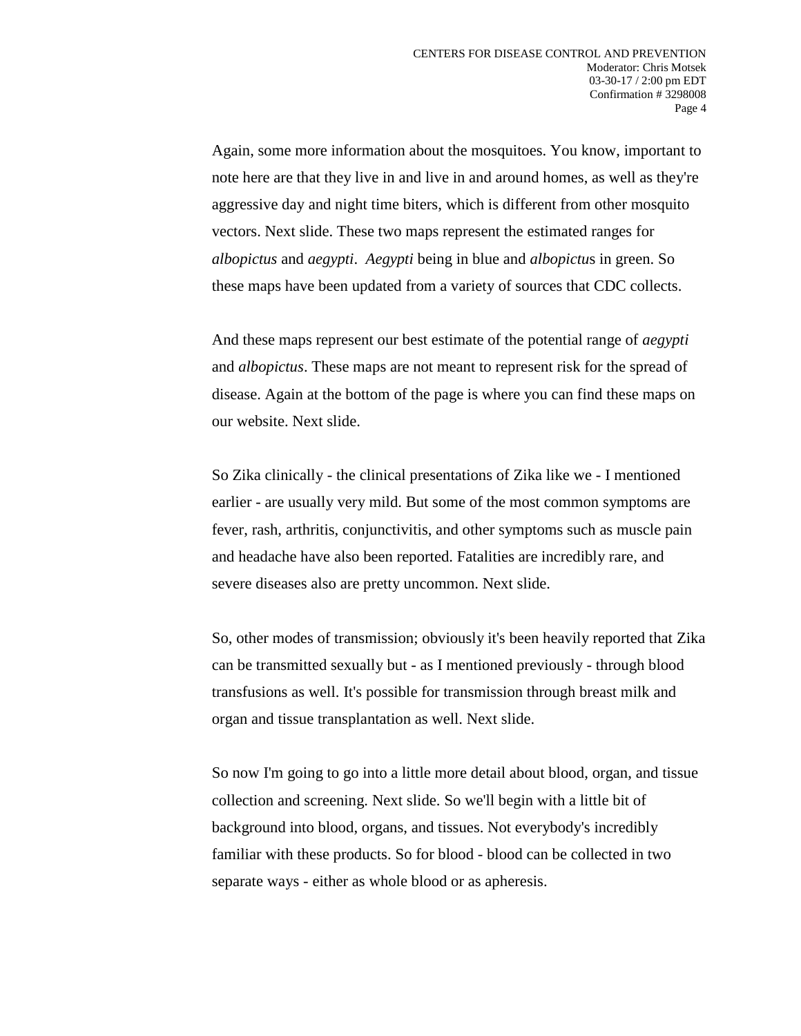Again, some more information about the mosquitoes. You know, important to note here are that they live in and live in and around homes, as well as they're aggressive day and night time biters, which is different from other mosquito vectors. Next slide. These two maps represent the estimated ranges for *albopictus* and *aegypti*. *Aegypti* being in blue and *albopictus* in green. So these maps have been updated from a variety of sources that CDC collects.

And these maps represent our best estimate of the potential range of *aegypti* and *albopictus*. These maps are not meant to represent risk for the spread of disease. Again at the bottom of the page is where you can find these maps on our website. Next slide.

So Zika clinically - the clinical presentations of Zika like we - I mentioned earlier - are usually very mild. But some of the most common symptoms are fever, rash, arthritis, conjunctivitis, and other symptoms such as muscle pain and headache have also been reported. Fatalities are incredibly rare, and severe diseases also are pretty uncommon. Next slide.

So, other modes of transmission; obviously it's been heavily reported that Zika can be transmitted sexually but - as I mentioned previously - through blood transfusions as well. It's possible for transmission through breast milk and organ and tissue transplantation as well. Next slide.

So now I'm going to go into a little more detail about blood, organ, and tissue collection and screening. Next slide. So we'll begin with a little bit of background into blood, organs, and tissues. Not everybody's incredibly familiar with these products. So for blood - blood can be collected in two separate ways - either as whole blood or as apheresis.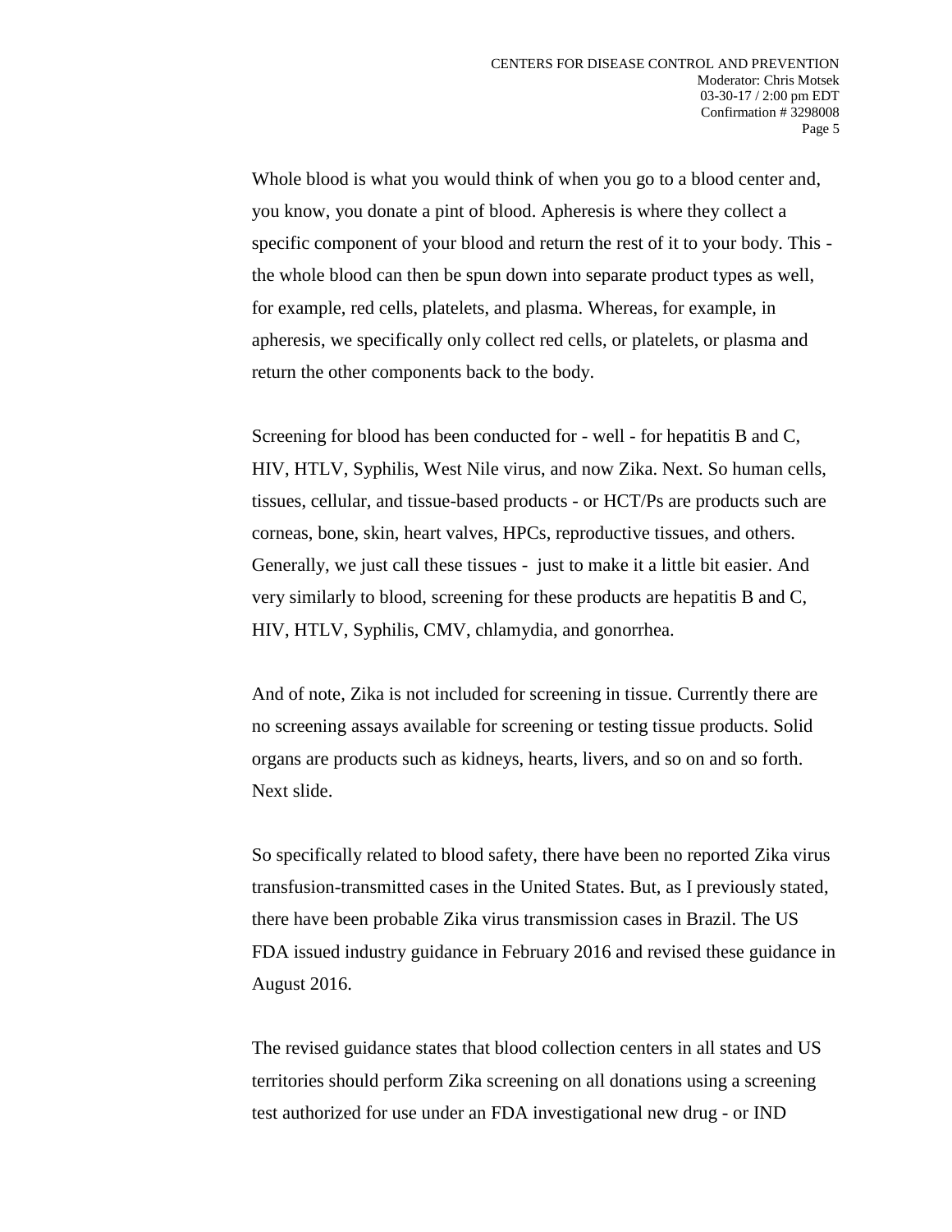Whole blood is what you would think of when you go to a blood center and, you know, you donate a pint of blood. Apheresis is where they collect a specific component of your blood and return the rest of it to your body. This - the whole blood can then be spun down into separate product types as well, for example, red cells, platelets, and plasma. Whereas, for example, in apheresis, we specifically only collect red cells, or platelets, or plasma and return the other components back to the body.

Screening for blood has been conducted for - well - for hepatitis B and C, HIV, HTLV, Syphilis, West Nile virus, and now Zika. Next. So human cells, tissues, cellular, and tissue-based products - or HCT/Ps are products such are corneas, bone, skin, heart valves, HPCs, reproductive tissues, and others. Generally, we just call these tissues - just to make it a little bit easier. And very similarly to blood, screening for these products are hepatitis B and C, HIV, HTLV, Syphilis, CMV, chlamydia, and gonorrhea.

And of note, Zika is not included for screening in tissue. Currently there are no screening assays available for screening or testing tissue products. Solid organs are products such as kidneys, hearts, livers, and so on and so forth. Next slide.

So specifically related to blood safety, there have been no reported Zika virus transfusion-transmitted cases in the United States. But, as I previously stated, there have been probable Zika virus transmission cases in Brazil. The US FDA issued industry guidance in February 2016 and revised these guidance in August 2016.

The revised guidance states that blood collection centers in all states and US territories should perform Zika screening on all donations using a screening test authorized for use under an FDA investigational new drug - or IND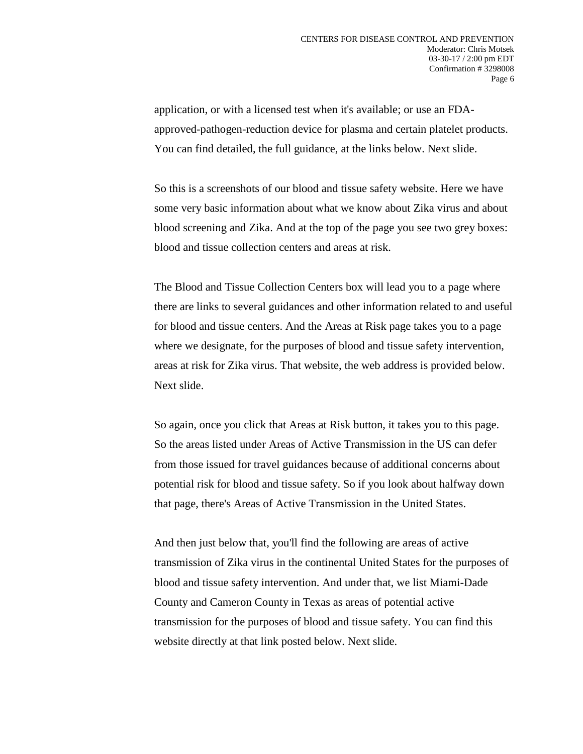application, or with a licensed test when it's available; or use an FDA-approved-pathogen-reduction device for plasma and certain platelet products. You can find detailed, the full guidance, at the links below. Next slide.

So this is a screenshots of our blood and tissue safety website. Here we have some very basic information about what we know about Zika virus and about blood screening and Zika. And at the top of the page you see two grey boxes: blood and tissue collection centers and areas at risk.

The Blood and Tissue Collection Centers box will lead you to a page where there are links to several guidances and other information related to and useful for blood and tissue centers. And the Areas at Risk page takes you to a page where we designate, for the purposes of blood and tissue safety intervention, areas at risk for Zika virus. That website, the web address is provided below. Next slide.

So again, once you click that Areas at Risk button, it takes you to this page. So the areas listed under Areas of Active Transmission in the US can defer from those issued for travel guidances because of additional concerns about potential risk for blood and tissue safety. So if you look about halfway down that page, there's Areas of Active Transmission in the United States.

And then just below that, you'll find the following are areas of active transmission of Zika virus in the continental United States for the purposes of blood and tissue safety intervention. And under that, we list Miami-Dade County and Cameron County in Texas as areas of potential active transmission for the purposes of blood and tissue safety. You can find this website directly at that link posted below. Next slide.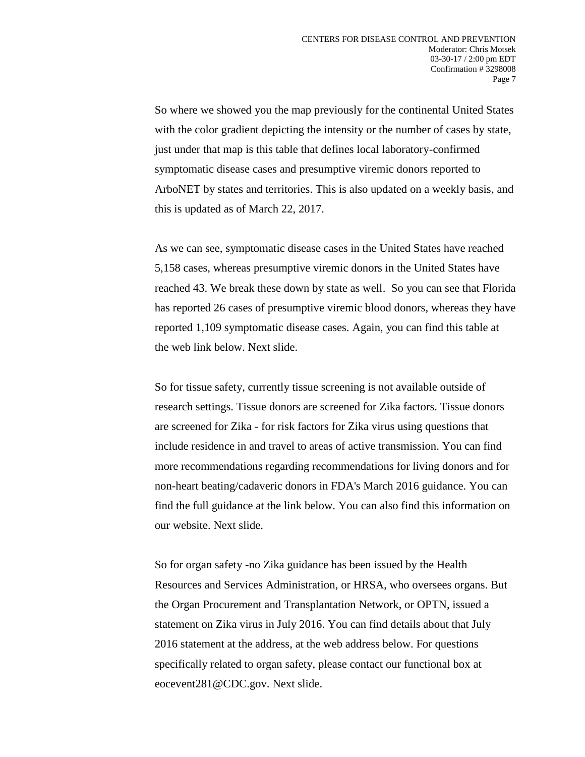So where we showed you the map previously for the continental United States with the color gradient depicting the intensity or the number of cases by state, just under that map is this table that defines local laboratory-confirmed symptomatic disease cases and presumptive viremic donors reported to ArboNET by states and territories. This is also updated on a weekly basis, and this is updated as of March 22, 2017.

As we can see, symptomatic disease cases in the United States have reached 5,158 cases, whereas presumptive viremic donors in the United States have reached 43. We break these down by state as well. So you can see that Florida has reported 26 cases of presumptive viremic blood donors, whereas they have reported 1,109 symptomatic disease cases. Again, you can find this table at the web link below. Next slide.

So for tissue safety, currently tissue screening is not available outside of research settings. Tissue donors are screened for Zika factors. Tissue donors are screened for Zika - for risk factors for Zika virus using questions that include residence in and travel to areas of active transmission. You can find more recommendations regarding recommendations for living donors and for non-heart beating/cadaveric donors in FDA's March 2016 guidance. You can find the full guidance at the link below. You can also find this information on our website. Next slide.

So for organ safety -no Zika guidance has been issued by the Health Resources and Services Administration, or HRSA, who oversees organs. But the Organ Procurement and Transplantation Network, or OPTN, issued a statement on Zika virus in July 2016. You can find details about that July 2016 statement at the address, at the web address below. For questions specifically related to organ safety, please contact our functional box at eocevent281@CDC.gov. Next slide.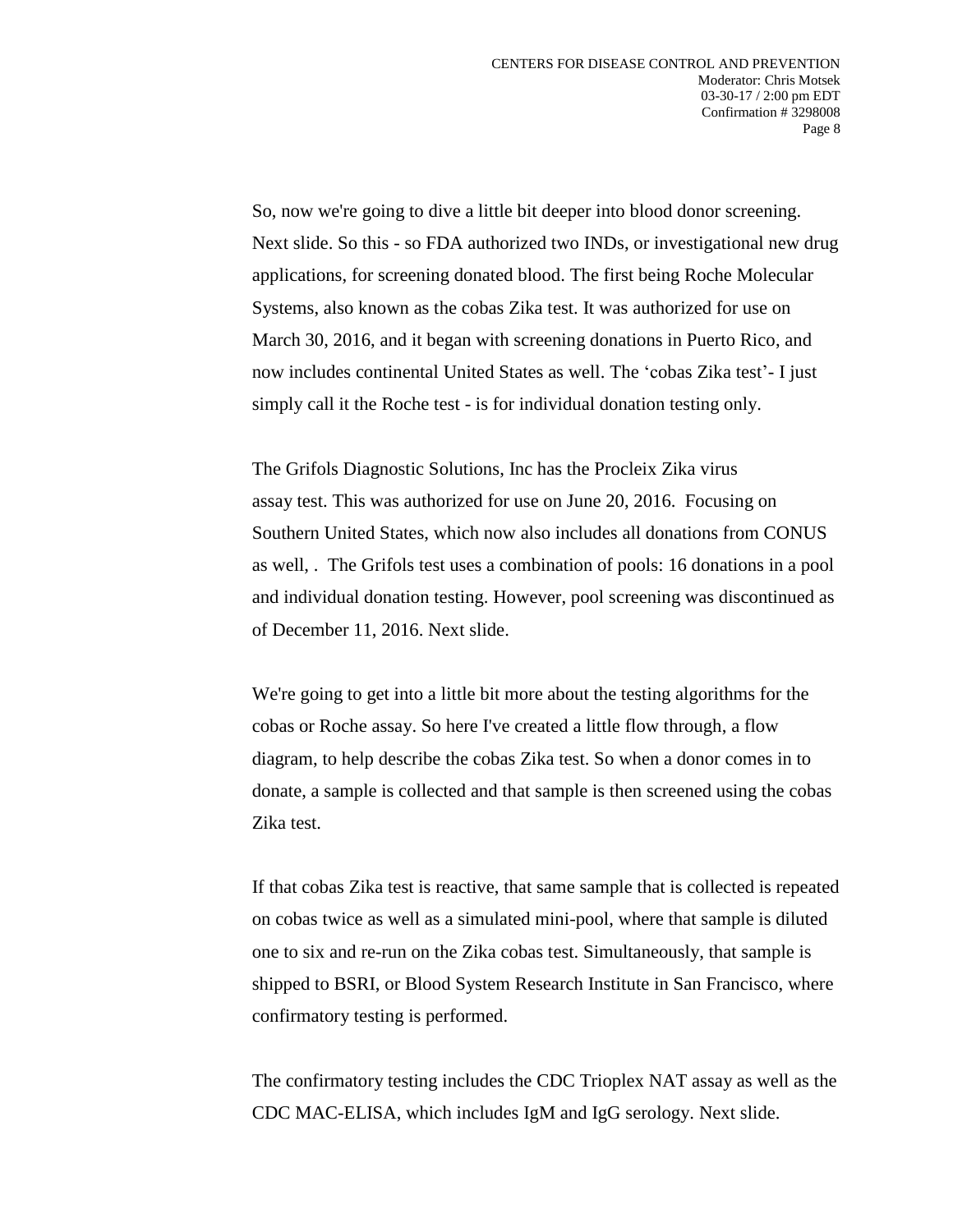So, now we're going to dive a little bit deeper into blood donor screening. Next slide. So this - so FDA authorized two INDs, or investigational new drug applications, for screening donated blood. The first being Roche Molecular Systems, also known as the cobas Zika test. It was authorized for use on March 30, 2016, and it began with screening donations in Puerto Rico, and now includes continental United States as well. The 'cobas Zika test'- I just simply call it the Roche test - is for individual donation testing only.

The Grifols Diagnostic Solutions, Inc has the Procleix Zika virus assay test. This was authorized for use on June 20, 2016. Focusing on Southern United States, which now also includes all donations from CONUS as well, . The Grifols test uses a combination of pools: 16 donations in a pool and individual donation testing. However, pool screening was discontinued as of December 11, 2016. Next slide.

We're going to get into a little bit more about the testing algorithms for the cobas or Roche assay. So here I've created a little flow through, a flow diagram, to help describe the cobas Zika test. So when a donor comes in to donate, a sample is collected and that sample is then screened using the cobas Zika test.

If that cobas Zika test is reactive, that same sample that is collected is repeated on cobas twice as well as a simulated mini-pool, where that sample is diluted one to six and re-run on the Zika cobas test. Simultaneously, that sample is shipped to BSRI, or Blood System Research Institute in San Francisco, where confirmatory testing is performed.

The confirmatory testing includes the CDC Trioplex NAT assay as well as the CDC MAC-ELISA, which includes IgM and IgG serology. Next slide.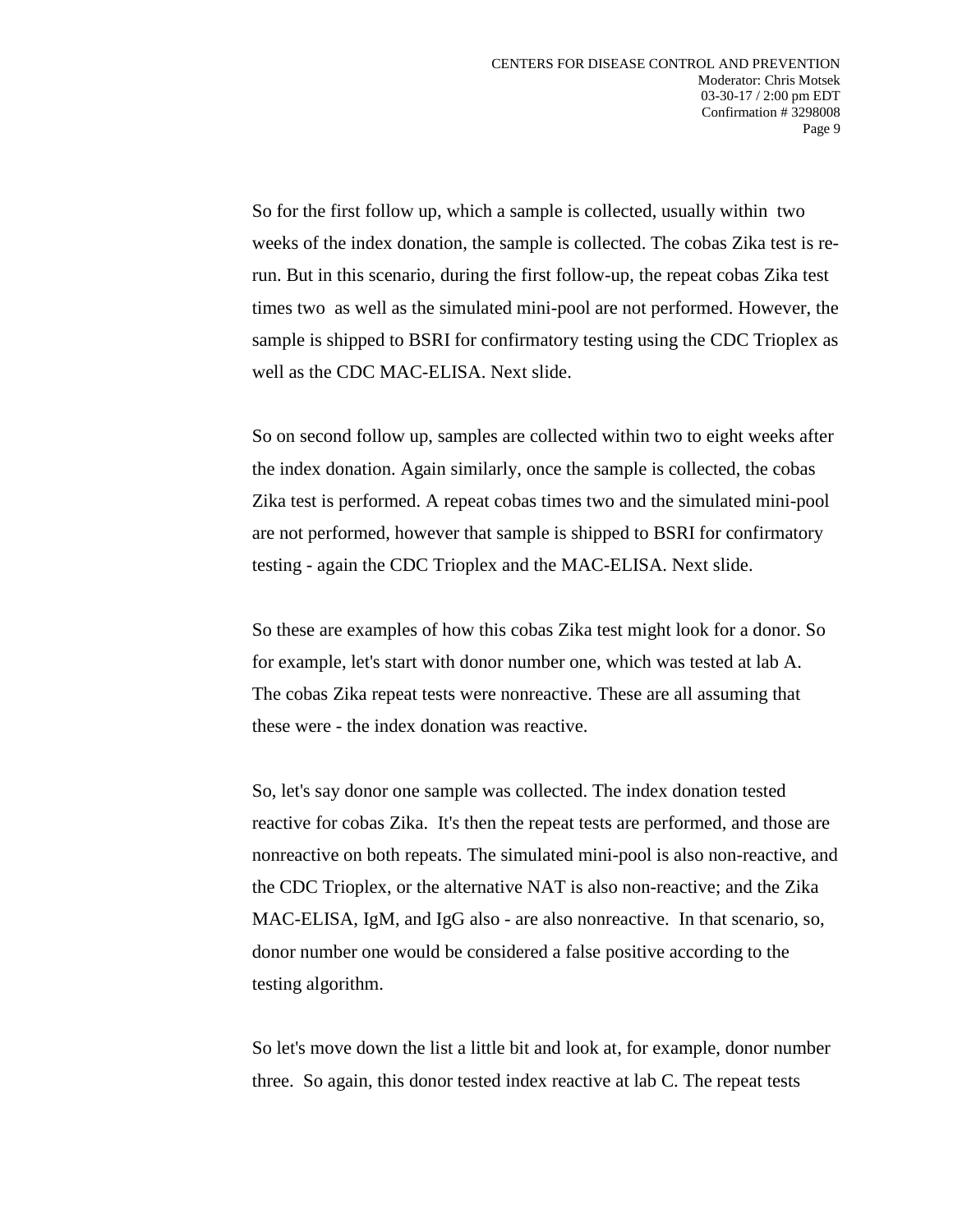So for the first follow up, which a sample is collected, usually within two weeks of the index donation, the sample is collected. The cobas Zika test is re-run. But in this scenario, during the first follow-up, the repeat cobas Zika test times two as well as the simulated mini-pool are not performed. However, the sample is shipped to BSRI for confirmatory testing using the CDC Trioplex as well as the CDC MAC-ELISA. Next slide.

So on second follow up, samples are collected within two to eight weeks after the index donation. Again similarly, once the sample is collected, the cobas Zika test is performed. A repeat cobas times two and the simulated mini-pool are not performed, however that sample is shipped to BSRI for confirmatory testing - again the CDC Trioplex and the MAC-ELISA. Next slide.

So these are examples of how this cobas Zika test might look for a donor. So for example, let's start with donor number one, which was tested at lab A. The cobas Zika repeat tests were nonreactive. These are all assuming that these were - the index donation was reactive.

So, let's say donor one sample was collected. The index donation tested reactive for cobas Zika. It's then the repeat tests are performed, and those are nonreactive on both repeats. The simulated mini-pool is also non-reactive, and the CDC Trioplex, or the alternative NAT is also non-reactive; and the Zika MAC-ELISA, IgM, and IgG also - are also nonreactive. In that scenario, so, donor number one would be considered a false positive according to the testing algorithm.

So let's move down the list a little bit and look at, for example, donor number three. So again, this donor tested index reactive at lab C. The repeat tests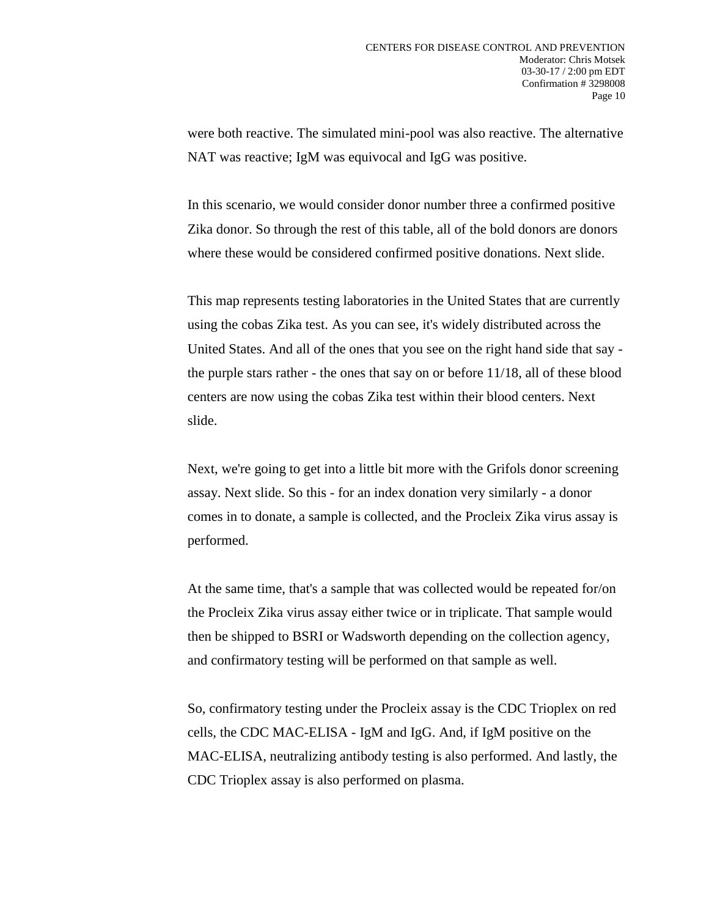were both reactive. The simulated mini-pool was also reactive. The alternative NAT was reactive; IgM was equivocal and IgG was positive.

In this scenario, we would consider donor number three a confirmed positive Zika donor. So through the rest of this table, all of the bold donors are donors where these would be considered confirmed positive donations. Next slide.

This map represents testing laboratories in the United States that are currently using the cobas Zika test. As you can see, it's widely distributed across the United States. And all of the ones that you see on the right hand side that say - the purple stars rather - the ones that say on or before 11/18, all of these blood centers are now using the cobas Zika test within their blood centers. Next slide.

Next, we're going to get into a little bit more with the Grifols donor screening assay. Next slide. So this - for an index donation very similarly - a donor comes in to donate, a sample is collected, and the Procleix Zika virus assay is performed.

At the same time, that's a sample that was collected would be repeated for/on the Procleix Zika virus assay either twice or in triplicate. That sample would then be shipped to BSRI or Wadsworth depending on the collection agency, and confirmatory testing will be performed on that sample as well.

So, confirmatory testing under the Procleix assay is the CDC Trioplex on red cells, the CDC MAC-ELISA - IgM and IgG. And, if IgM positive on the MAC-ELISA, neutralizing antibody testing is also performed. And lastly, the CDC Trioplex assay is also performed on plasma.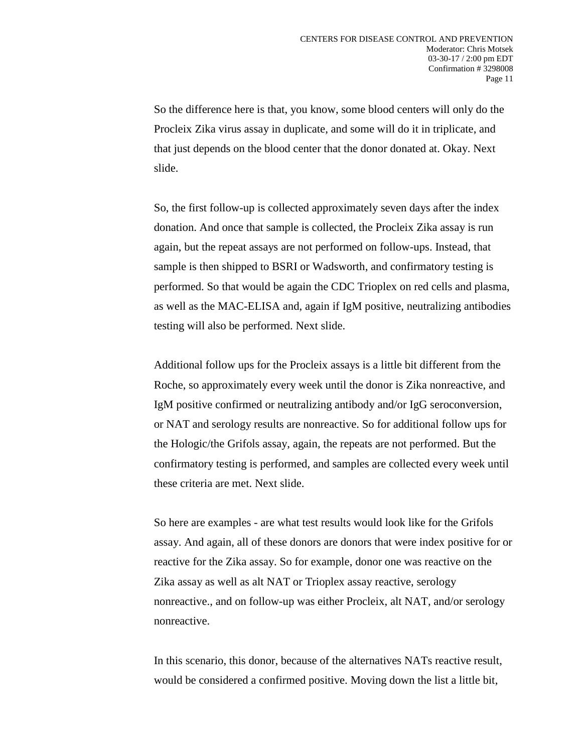So the difference here is that, you know, some blood centers will only do the Procleix Zika virus assay in duplicate, and some will do it in triplicate, and that just depends on the blood center that the donor donated at. Okay. Next slide.

So, the first follow-up is collected approximately seven days after the index donation. And once that sample is collected, the Procleix Zika assay is run again, but the repeat assays are not performed on follow-ups. Instead, that sample is then shipped to BSRI or Wadsworth, and confirmatory testing is performed. So that would be again the CDC Trioplex on red cells and plasma, as well as the MAC-ELISA and, again if IgM positive, neutralizing antibodies testing will also be performed. Next slide.

Additional follow ups for the Procleix assays is a little bit different from the Roche, so approximately every week until the donor is Zika nonreactive, and IgM positive confirmed or neutralizing antibody and/or IgG seroconversion, or NAT and serology results are nonreactive. So for additional follow ups for the Hologic/the Grifols assay, again, the repeats are not performed. But the confirmatory testing is performed, and samples are collected every week until these criteria are met. Next slide.

So here are examples - are what test results would look like for the Grifols assay. And again, all of these donors are donors that were index positive for or reactive for the Zika assay. So for example, donor one was reactive on the Zika assay as well as alt NAT or Trioplex assay reactive, serology nonreactive., and on follow-up was either Procleix, alt NAT, and/or serology nonreactive.

In this scenario, this donor, because of the alternatives NATs reactive result, would be considered a confirmed positive. Moving down the list a little bit,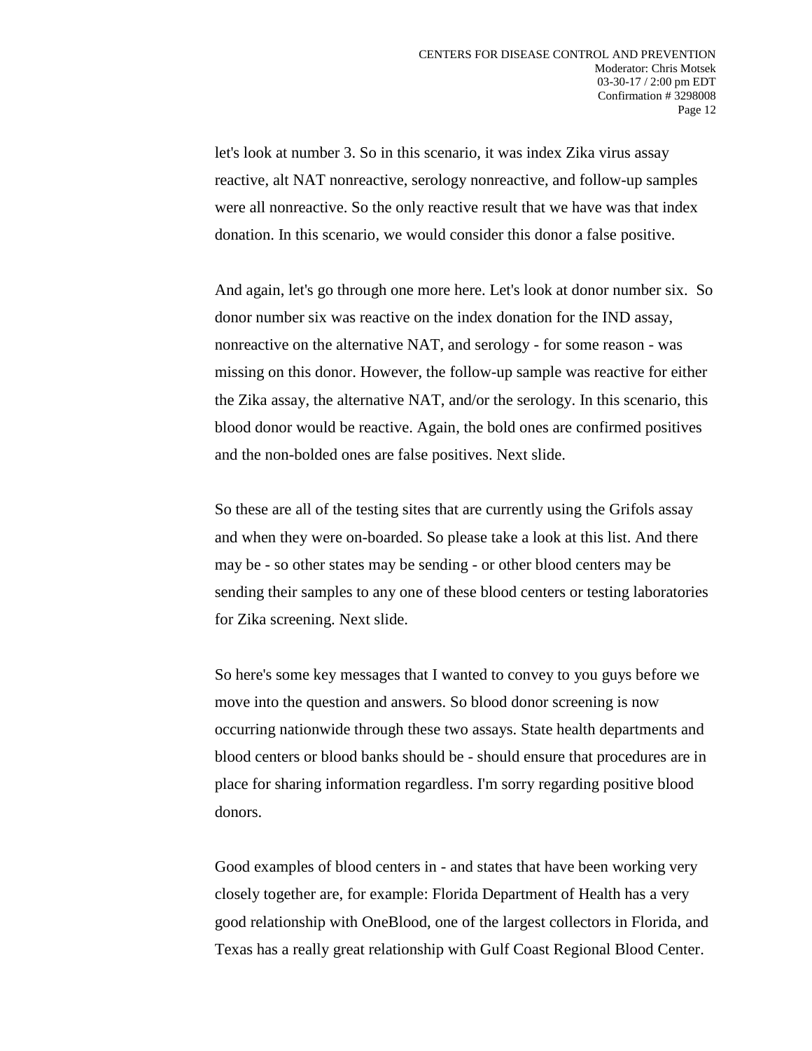let's look at number 3. So in this scenario, it was index Zika virus assay reactive, alt NAT nonreactive, serology nonreactive, and follow-up samples were all nonreactive. So the only reactive result that we have was that index donation. In this scenario, we would consider this donor a false positive.

And again, let's go through one more here. Let's look at donor number six. So donor number six was reactive on the index donation for the IND assay, nonreactive on the alternative NAT, and serology - for some reason - was missing on this donor. However, the follow-up sample was reactive for either the Zika assay, the alternative NAT, and/or the serology. In this scenario, this blood donor would be reactive. Again, the bold ones are confirmed positives and the non-bolded ones are false positives. Next slide.

So these are all of the testing sites that are currently using the Grifols assay and when they were on-boarded. So please take a look at this list. And there may be - so other states may be sending - or other blood centers may be sending their samples to any one of these blood centers or testing laboratories for Zika screening. Next slide.

So here's some key messages that I wanted to convey to you guys before we move into the question and answers. So blood donor screening is now occurring nationwide through these two assays. State health departments and blood centers or blood banks should be - should ensure that procedures are in place for sharing information regardless. I'm sorry regarding positive blood donors.

Good examples of blood centers in - and states that have been working very closely together are, for example: Florida Department of Health has a very good relationship with OneBlood, one of the largest collectors in Florida, and Texas has a really great relationship with Gulf Coast Regional Blood Center.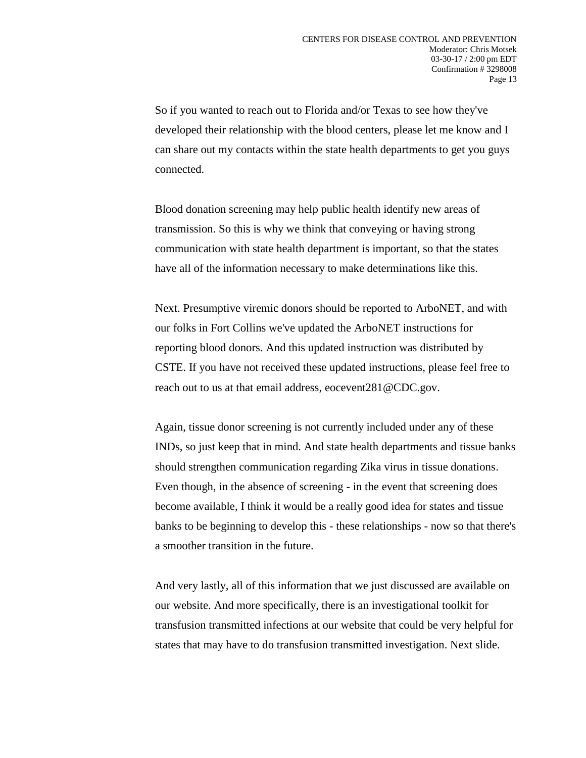So if you wanted to reach out to Florida and/or Texas to see how they've developed their relationship with the blood centers, please let me know and I can share out my contacts within the state health departments to get you guys connected.

Blood donation screening may help public health identify new areas of transmission. So this is why we think that conveying or having strong communication with state health department is important, so that the states have all of the information necessary to make determinations like this.

Next. Presumptive viremic donors should be reported to ArboNET, and with our folks in Fort Collins we've updated the ArboNET instructions for reporting blood donors. And this updated instruction was distributed by CSTE. If you have not received these updated instructions, please feel free to reach out to us at that email address, eocevent281@CDC.gov.

Again, tissue donor screening is not currently included under any of these INDs, so just keep that in mind. And state health departments and tissue banks should strengthen communication regarding Zika virus in tissue donations. Even though, in the absence of screening - in the event that screening does become available, I think it would be a really good idea for states and tissue banks to be beginning to develop this - these relationships - now so that there's a smoother transition in the future.

And very lastly, all of this information that we just discussed are available on our website. And more specifically, there is an investigational toolkit for transfusion transmitted infections at our website that could be very helpful for states that may have to do transfusion transmitted investigation. Next slide.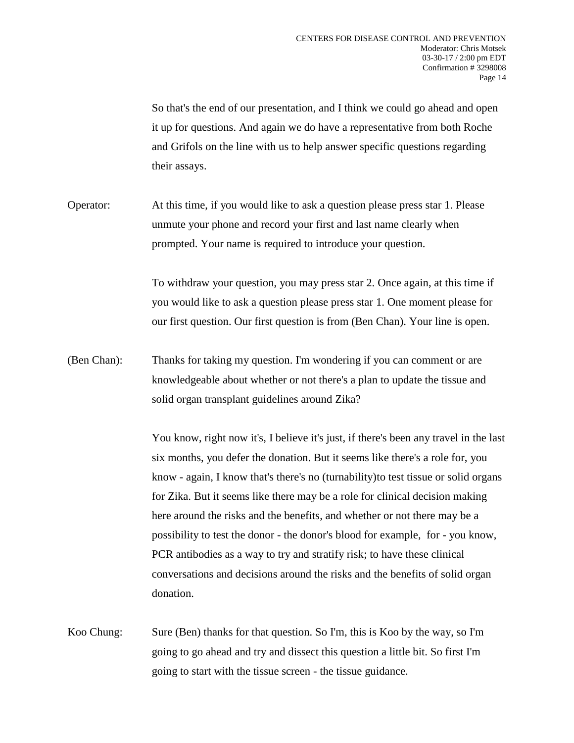So that's the end of our presentation, and I think we could go ahead and open it up for questions. And again we do have a representative from both Roche and Grifols on the line with us to help answer specific questions regarding their assays.

Operator: At this time, if you would like to ask a question please press star 1. Please unmute your phone and record your first and last name clearly when prompted. Your name is required to introduce your question.

To withdraw your question, you may press star 2. Once again, at this time if you would like to ask a question please press star 1. One moment please for our first question. Our first question is from (Ben Chan). Your line is open.

(Ben Chan): Thanks for taking my question. I'm wondering if you can comment or are knowledgeable about whether or not there's a plan to update the tissue and solid organ transplant guidelines around Zika?

You know, right now it's, I believe it's just, if there's been any travel in the last six months, you defer the donation. But it seems like there's a role for, you know - again, I know that's there's no (turnability)to test tissue or solid organs for Zika. But it seems like there may be a role for clinical decision making here around the risks and the benefits, and whether or not there may be a possibility to test the donor - the donor's blood for example, for - you know, PCR antibodies as a way to try and stratify risk; to have these clinical conversations and decisions around the risks and the benefits of solid organ donation.

Koo Chung: Sure (Ben) thanks for that question. So I'm, this is Koo by the way, so I'm going to go ahead and try and dissect this question a little bit. So first I'm going to start with the tissue screen - the tissue guidance.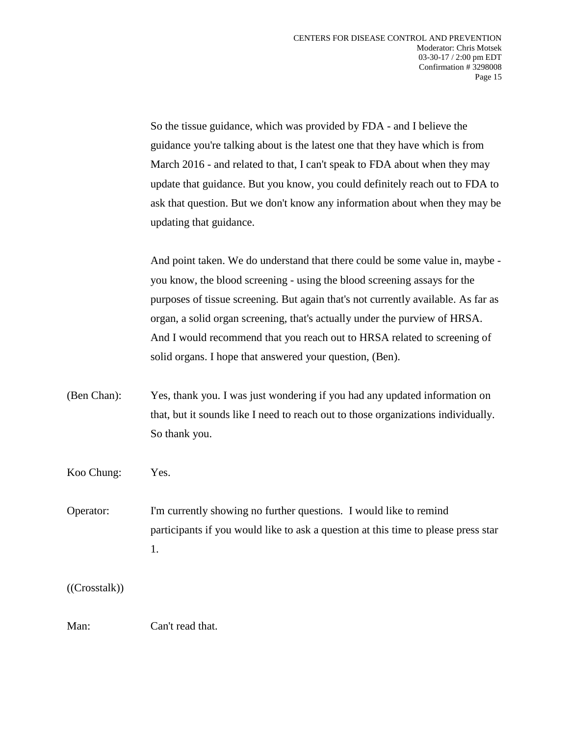So the tissue guidance, which was provided by FDA - and I believe the guidance you're talking about is the latest one that they have which is from March 2016 - and related to that, I can't speak to FDA about when they may update that guidance. But you know, you could definitely reach out to FDA to ask that question. But we don't know any information about when they may be updating that guidance.

And point taken. We do understand that there could be some value in, maybe - you know, the blood screening - using the blood screening assays for the purposes of tissue screening. But again that's not currently available. As far as organ, a solid organ screening, that's actually under the purview of HRSA. And I would recommend that you reach out to HRSA related to screening of solid organs. I hope that answered your question, (Ben).

(Ben Chan): Yes, thank you. I was just wondering if you had any updated information on that, but it sounds like I need to reach out to those organizations individually. So thank you.

Koo Chung: Yes.

Operator: I'm currently showing no further questions. I would like to remind participants if you would like to ask a question at this time to please press star 1.

((Crosstalk))

Man: Can't read that.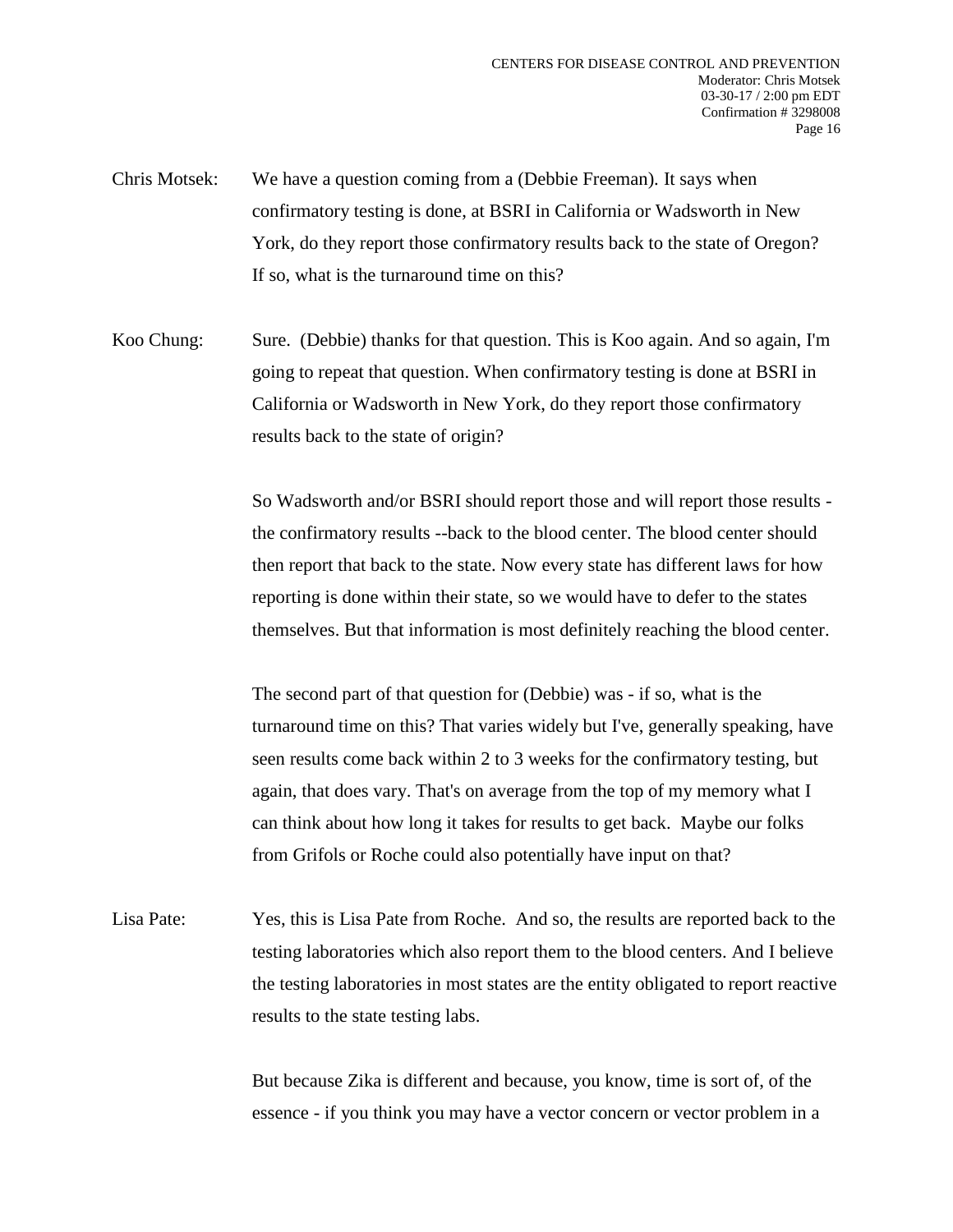Chris Motsek: We have a question coming from a (Debbie Freeman). It says when confirmatory testing is done, at BSRI in California or Wadsworth in New York, do they report those confirmatory results back to the state of Oregon? If so, what is the turnaround time on this?

Koo Chung: Sure. (Debbie) thanks for that question. This is Koo again. And so again, I'm going to repeat that question. When confirmatory testing is done at BSRI in California or Wadsworth in New York, do they report those confirmatory results back to the state of origin?

So Wadsworth and/or BSRI should report those and will report those results - the confirmatory results --back to the blood center. The blood center should then report that back to the state. Now every state has different laws for how reporting is done within their state, so we would have to defer to the states themselves. But that information is most definitely reaching the blood center.

The second part of that question for (Debbie) was - if so, what is the turnaround time on this? That varies widely but I've, generally speaking, have seen results come back within 2 to 3 weeks for the confirmatory testing, but again, that does vary. That's on average from the top of my memory what I can think about how long it takes for results to get back. Maybe our folks from Grifols or Roche could also potentially have input on that?

Lisa Pate: Yes, this is Lisa Pate from Roche. And so, the results are reported back to the testing laboratories which also report them to the blood centers. And I believe the testing laboratories in most states are the entity obligated to report reactive results to the state testing labs.

But because Zika is different and because, you know, time is sort of, of the essence - if you think you may have a vector concern or vector problem in a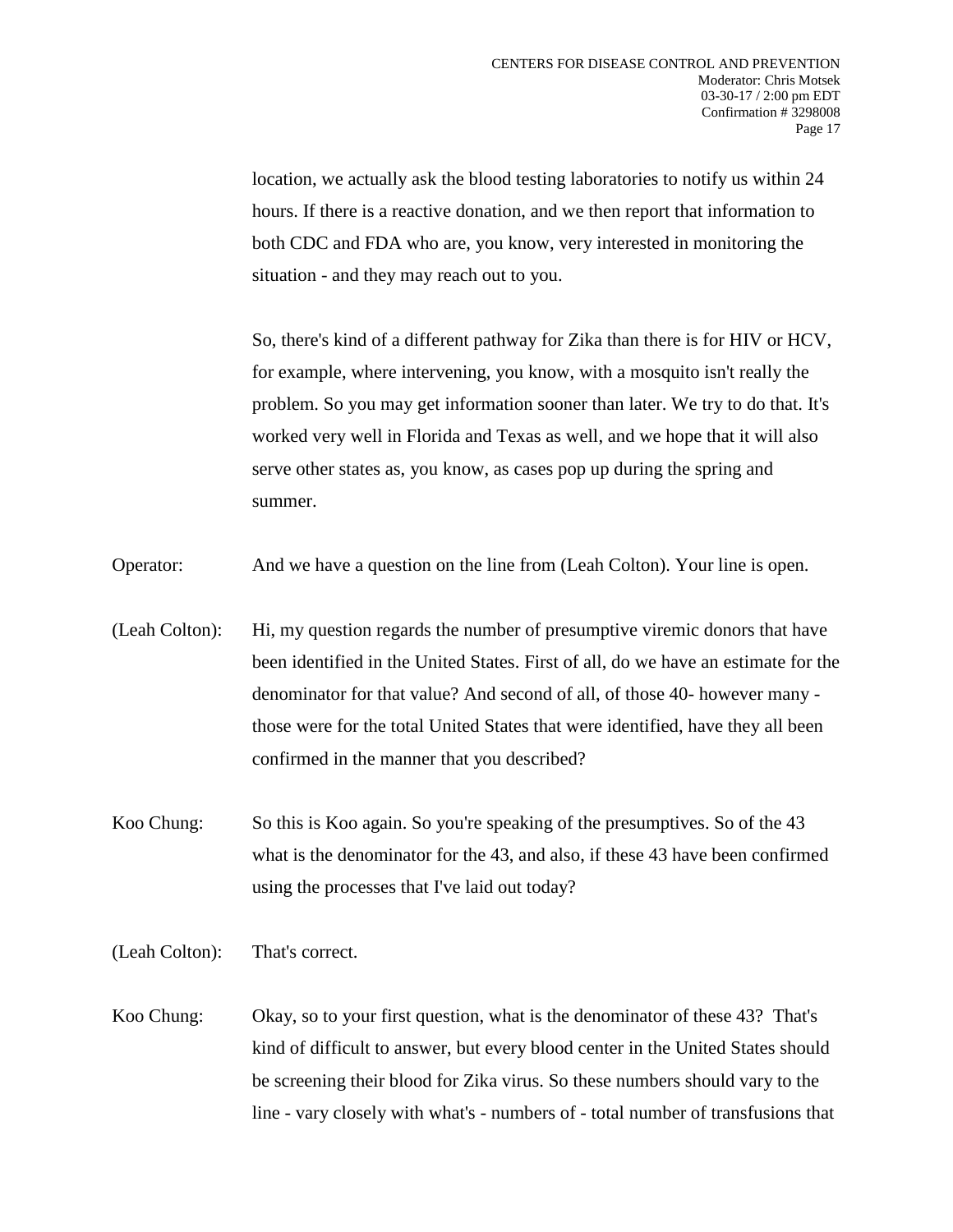location, we actually ask the blood testing laboratories to notify us within 24 hours. If there is a reactive donation, and we then report that information to both CDC and FDA who are, you know, very interested in monitoring the situation - and they may reach out to you.

So, there's kind of a different pathway for Zika than there is for HIV or HCV, for example, where intervening, you know, with a mosquito isn't really the problem. So you may get information sooner than later. We try to do that. It's worked very well in Florida and Texas as well, and we hope that it will also serve other states as, you know, as cases pop up during the spring and summer.

Operator: And we have a question on the line from (Leah Colton). Your line is open.

(Leah Colton): Hi, my question regards the number of presumptive viremic donors that have been identified in the United States. First of all, do we have an estimate for the denominator for that value? And second of all, of those 40- however many - those were for the total United States that were identified, have they all been confirmed in the manner that you described?

Koo Chung: So this is Koo again. So you're speaking of the presumptives. So of the 43 what is the denominator for the 43, and also, if these 43 have been confirmed using the processes that I've laid out today?

(Leah Colton): That's correct.

Koo Chung: Okay, so to your first question, what is the denominator of these 43? That's kind of difficult to answer, but every blood center in the United States should be screening their blood for Zika virus. So these numbers should vary to the line - vary closely with what's - numbers of - total number of transfusions that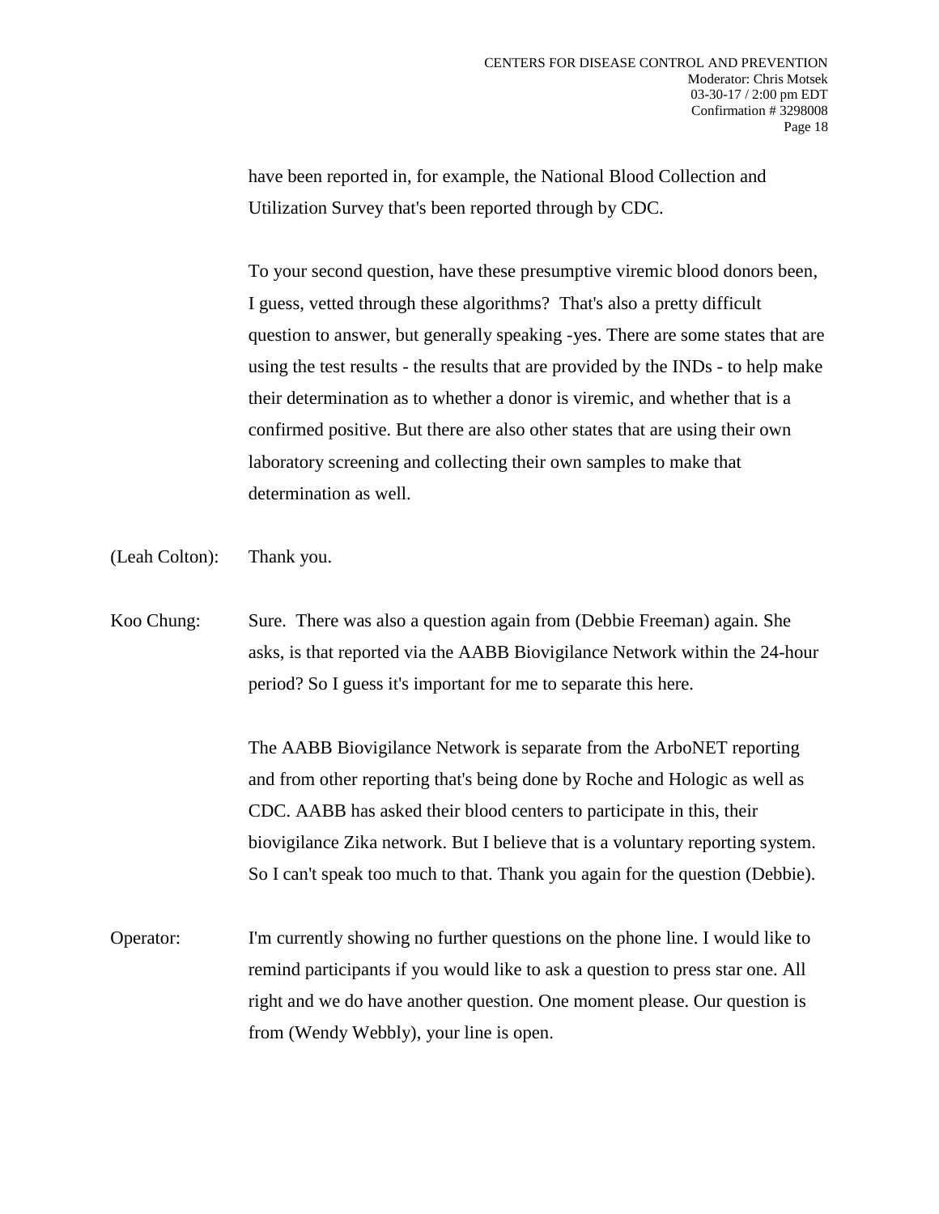have been reported in, for example, the National Blood Collection and Utilization Survey that's been reported through by CDC.

To your second question, have these presumptive viremic blood donors been, I guess, vetted through these algorithms? That's also a pretty difficult question to answer, but generally speaking -yes. There are some states that are using the test results - the results that are provided by the INDs - to help make their determination as to whether a donor is viremic, and whether that is a confirmed positive. But there are also other states that are using their own laboratory screening and collecting their own samples to make that determination as well.

(Leah Colton): Thank you.

Koo Chung: Sure. There was also a question again from (Debbie Freeman) again. She asks, is that reported via the AABB Biovigilance Network within the 24-hour period? So I guess it's important for me to separate this here.

The AABB Biovigilance Network is separate from the ArboNET reporting and from other reporting that's being done by Roche and Hologic as well as CDC. AABB has asked their blood centers to participate in this, their biovigilance Zika network. But I believe that is a voluntary reporting system. So I can't speak too much to that. Thank you again for the question (Debbie).

Operator: I'm currently showing no further questions on the phone line. I would like to remind participants if you would like to ask a question to press star one. All right and we do have another question. One moment please. Our question is from (Wendy Webbly), your line is open.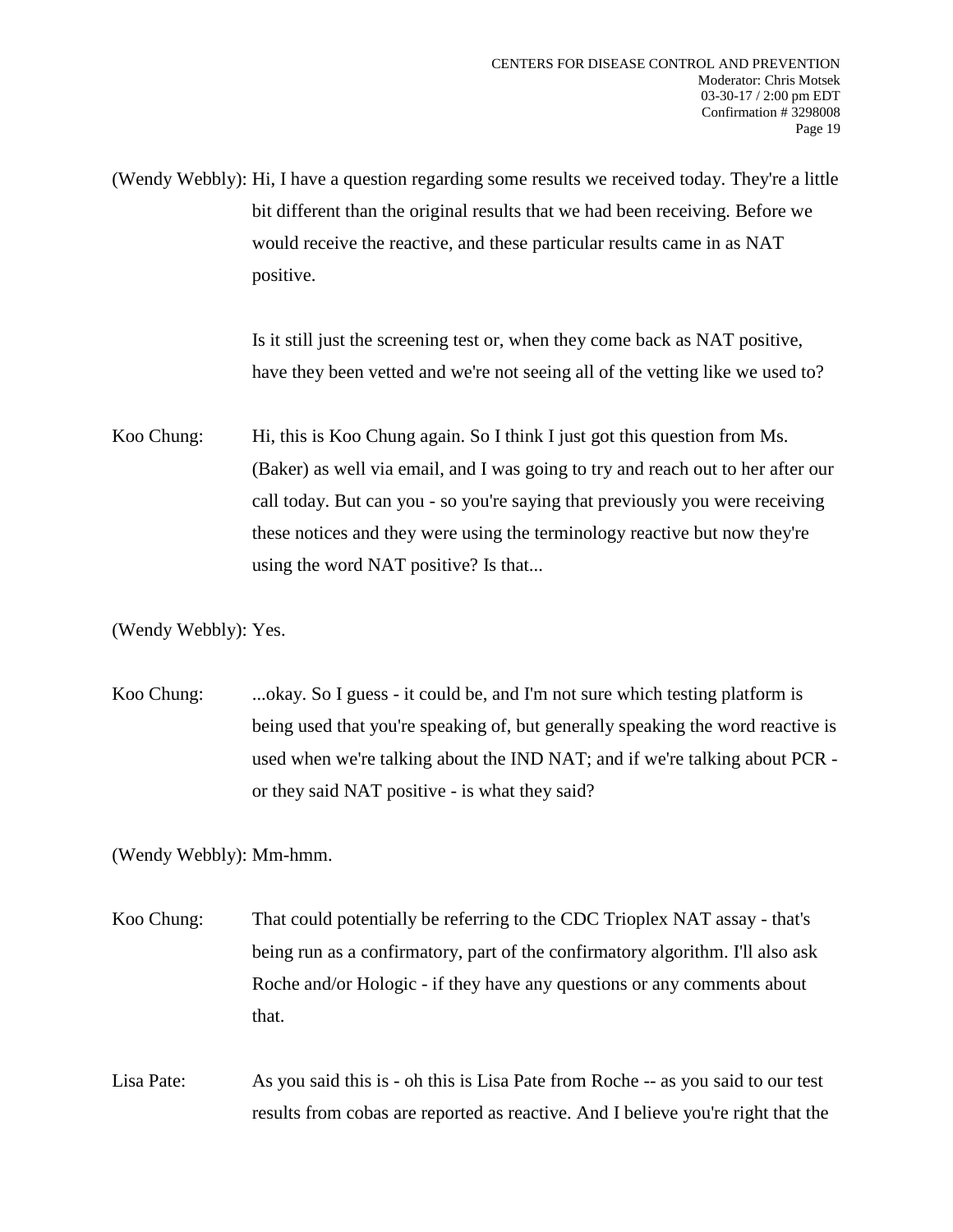(Wendy Webbly): Hi, I have a question regarding some results we received today. They're a little bit different than the original results that we had been receiving. Before we would receive the reactive, and these particular results came in as NAT positive.

Is it still just the screening test or, when they come back as NAT positive, have they been vetted and we're not seeing all of the vetting like we used to?

Koo Chung: Hi, this is Koo Chung again. So I think I just got this question from Ms. (Baker) as well via email, and I was going to try and reach out to her after our call today. But can you - so you're saying that previously you were receiving these notices and they were using the terminology reactive but now they're using the word NAT positive? Is that...

(Wendy Webbly): Yes.

Koo Chung: ...okay. So I guess - it could be, and I'm not sure which testing platform is being used that you're speaking of, but generally speaking the word reactive is used when we're talking about the IND NAT; and if we're talking about PCR - or they said NAT positive - is what they said?

(Wendy Webbly): Mm-hmm.

Koo Chung: That could potentially be referring to the CDC Trioplex NAT assay - that's being run as a confirmatory, part of the confirmatory algorithm. I'll also ask Roche and/or Hologic - if they have any questions or any comments about that.

Lisa Pate: As you said this is - oh this is Lisa Pate from Roche -- as you said to our test results from cobas are reported as reactive. And I believe you're right that the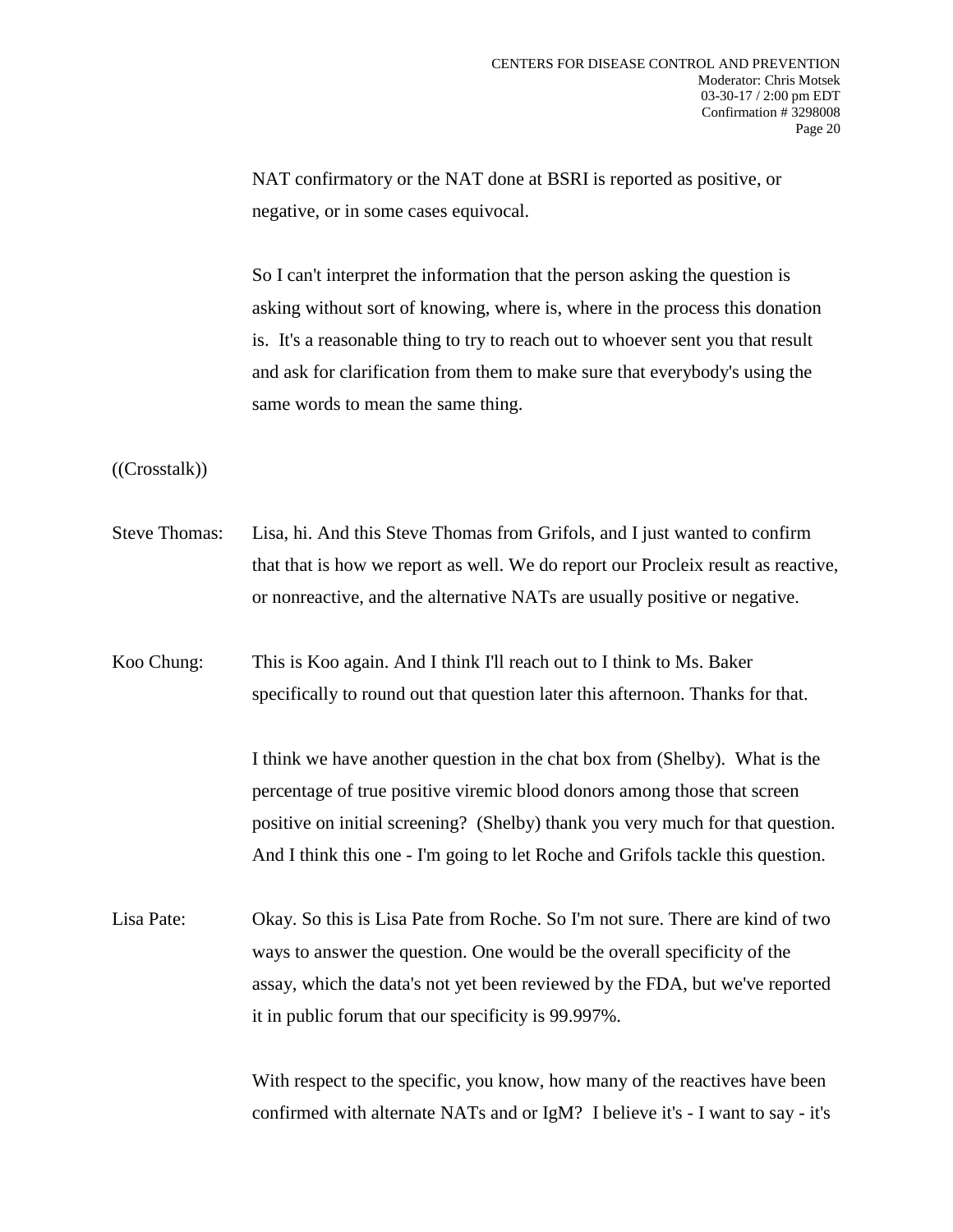NAT confirmatory or the NAT done at BSRI is reported as positive, or negative, or in some cases equivocal.

So I can't interpret the information that the person asking the question is asking without sort of knowing, where is, where in the process this donation is. It's a reasonable thing to try to reach out to whoever sent you that result and ask for clarification from them to make sure that everybody's using the same words to mean the same thing.

((Crosstalk))

Steve Thomas: Lisa, hi. And this Steve Thomas from Grifols, and I just wanted to confirm that that is how we report as well. We do report our Procleix result as reactive, or nonreactive, and the alternative NATs are usually positive or negative.

Koo Chung: This is Koo again. And I think I'll reach out to I think to Ms. Baker specifically to round out that question later this afternoon. Thanks for that.

I think we have another question in the chat box from (Shelby). What is the percentage of true positive viremic blood donors among those that screen positive on initial screening? (Shelby) thank you very much for that question. And I think this one - I'm going to let Roche and Grifols tackle this question.

Lisa Pate: Okay. So this is Lisa Pate from Roche. So I'm not sure. There are kind of two ways to answer the question. One would be the overall specificity of the assay, which the data's not yet been reviewed by the FDA, but we've reported it in public forum that our specificity is 99.997%.

With respect to the specific, you know, how many of the reactives have been confirmed with alternate NATs and or IgM? I believe it's - I want to say - it's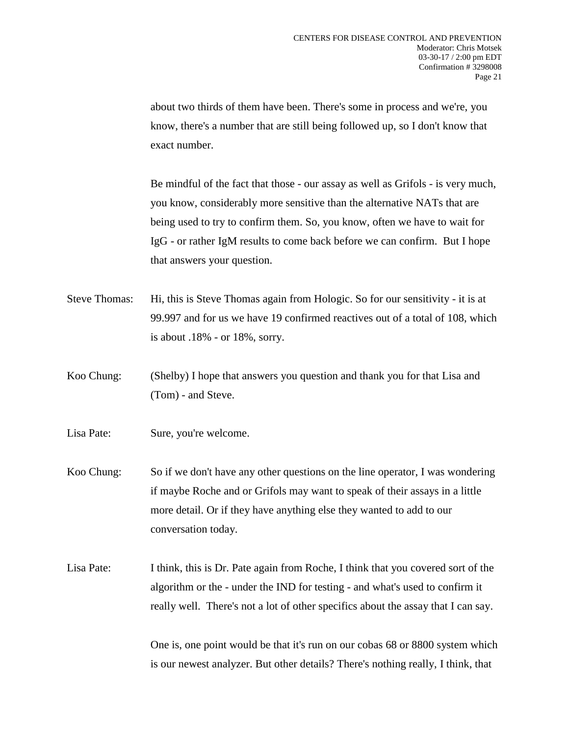about two thirds of them have been. There's some in process and we're, you know, there's a number that are still being followed up, so I don't know that exact number.

Be mindful of the fact that those - our assay as well as Grifols - is very much, you know, considerably more sensitive than the alternative NATs that are being used to try to confirm them. So, you know, often we have to wait for IgG - or rather IgM results to come back before we can confirm. But I hope that answers your question.

Steve Thomas: Hi, this is Steve Thomas again from Hologic. So for our sensitivity - it is at 99.997 and for us we have 19 confirmed reactives out of a total of 108, which is about .18% - or 18%, sorry.

Koo Chung: (Shelby) I hope that answers you question and thank you for that Lisa and (Tom) - and Steve.

Lisa Pate: Sure, you're welcome.

Koo Chung: So if we don't have any other questions on the line operator, I was wondering if maybe Roche and or Grifols may want to speak of their assays in a little more detail. Or if they have anything else they wanted to add to our conversation today.

Lisa Pate: I think, this is Dr. Pate again from Roche, I think that you covered sort of the algorithm or the - under the IND for testing - and what's used to confirm it really well. There's not a lot of other specifics about the assay that I can say.

One is, one point would be that it's run on our cobas 68 or 8800 system which is our newest analyzer. But other details? There's nothing really, I think, that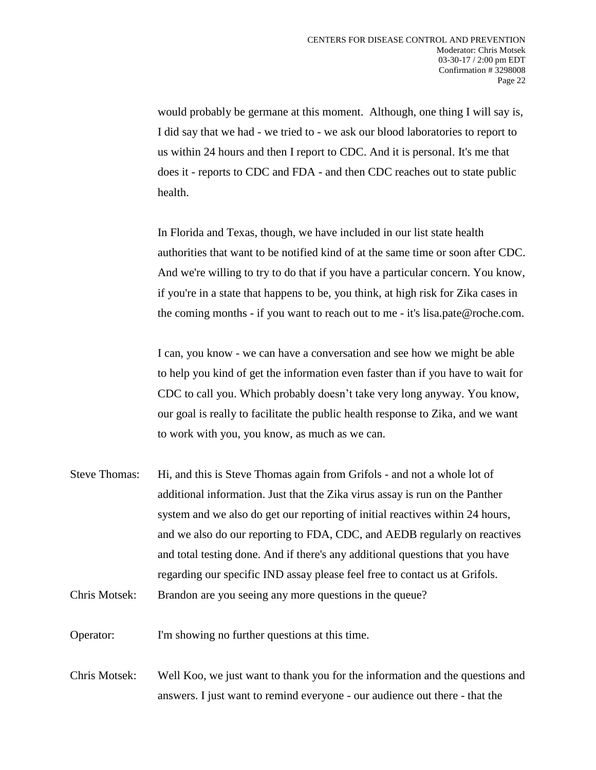would probably be germane at this moment. Although, one thing I will say is, I did say that we had - we tried to - we ask our blood laboratories to report to us within 24 hours and then I report to CDC. And it is personal. It's me that does it - reports to CDC and FDA - and then CDC reaches out to state public health.

In Florida and Texas, though, we have included in our list state health authorities that want to be notified kind of at the same time or soon after CDC. And we're willing to try to do that if you have a particular concern. You know, if you're in a state that happens to be, you think, at high risk for Zika cases in the coming months - if you want to reach out to me - it's lisa.pate@roche.com.

I can, you know - we can have a conversation and see how we might be able to help you kind of get the information even faster than if you have to wait for CDC to call you. Which probably doesn't take very long anyway. You know, our goal is really to facilitate the public health response to Zika, and we want to work with you, you know, as much as we can.

Steve Thomas: Hi, and this is Steve Thomas again from Grifols - and not a whole lot of additional information. Just that the Zika virus assay is run on the Panther system and we also do get our reporting of initial reactives within 24 hours, and we also do our reporting to FDA, CDC, and AEDB regularly on reactives and total testing done. And if there's any additional questions that you have regarding our specific IND assay please feel free to contact us at Grifols.

Chris Motsek: Brandon are you seeing any more questions in the queue?

Operator: I'm showing no further questions at this time.

Chris Motsek: Well Koo, we just want to thank you for the information and the questions and answers. I just want to remind everyone - our audience out there - that the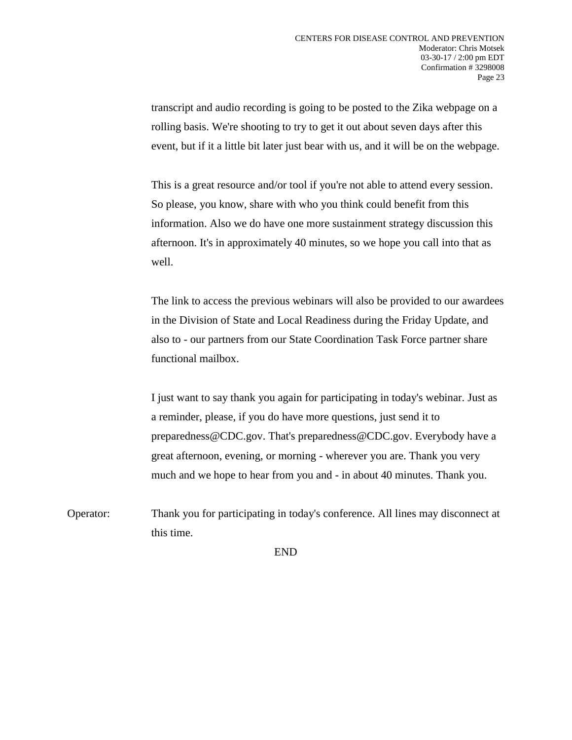transcript and audio recording is going to be posted to the Zika webpage on a rolling basis. We're shooting to try to get it out about seven days after this event, but if it a little bit later just bear with us, and it will be on the webpage.

This is a great resource and/or tool if you're not able to attend every session. So please, you know, share with who you think could benefit from this information. Also we do have one more sustainment strategy discussion this afternoon. It's in approximately 40 minutes, so we hope you call into that as well.

The link to access the previous webinars will also be provided to our awardees in the Division of State and Local Readiness during the Friday Update, and also to - our partners from our State Coordination Task Force partner share functional mailbox.

I just want to say thank you again for participating in today's webinar. Just as a reminder, please, if you do have more questions, just send it to preparedness@CDC.gov. That's preparedness@CDC.gov. Everybody have a great afternoon, evening, or morning - wherever you are. Thank you very much and we hope to hear from you and - in about 40 minutes. Thank you.

Operator: Thank you for participating in today's conference. All lines may disconnect at this time.

END